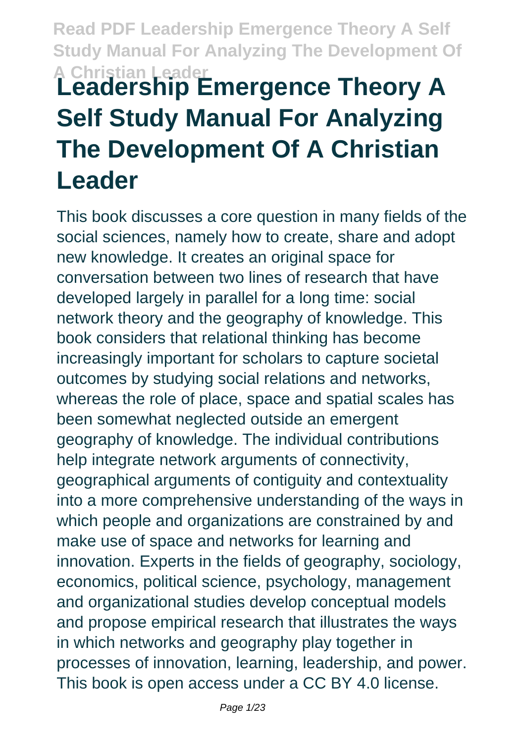# Leadership Emergence Theory A Self Study Manual For Analyzing The Development Of A Christian Leader

This book discusses a core question in many fields of the social sciences, namely how to create, share and adopt new knowledge. It creates an original space for conversation between two lines of research that have developed largely in parallel for a long time: social network theory and the geography of knowledge. This book considers that relational thinking has become increasingly important for scholars to capture societal outcomes by studying social relations and networks, whereas the role of place, space and spatial scales has been somewhat neglected outside an emergent geography of knowledge. The individual contributions help integrate network arguments of connectivity, geographical arguments of contiguity and contextuality into a more comprehensive understanding of the ways in which people and organizations are constrained by and make use of space and networks for learning and innovation. Experts in the fields of geography, sociology, economics, political science, psychology, management and organizational studies develop conceptual models and propose empirical research that illustrates the ways in which networks and geography play together in processes of innovation, learning, leadership, and power. This book is open access under a CC BY 4.0 license.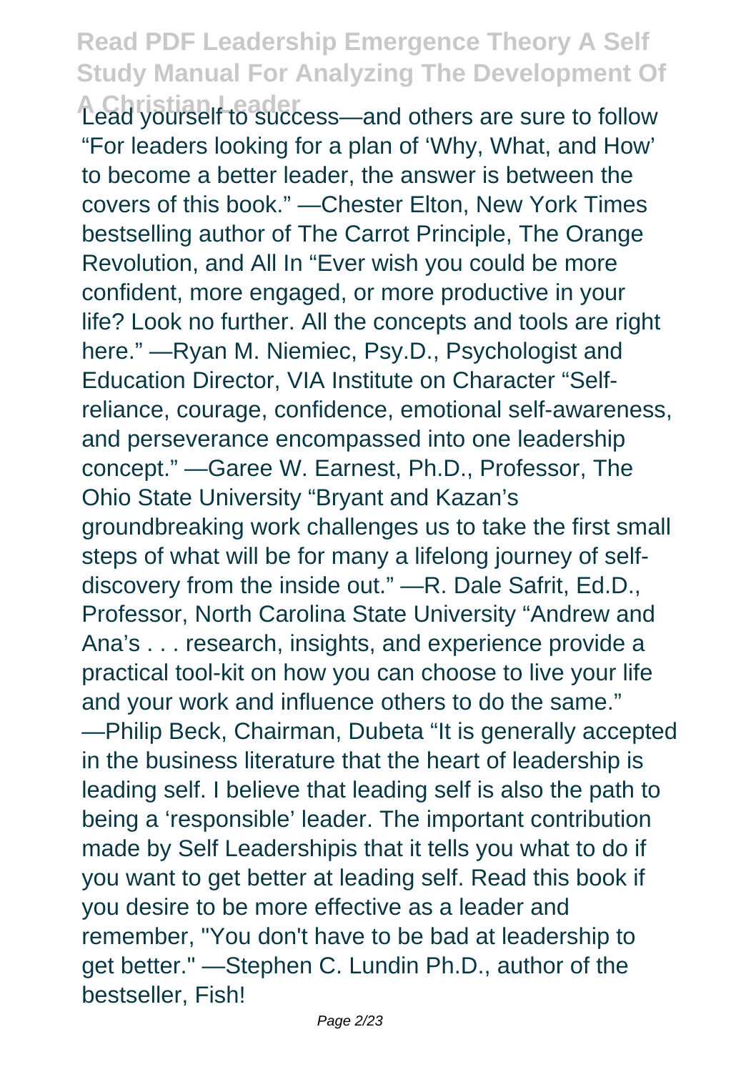Lead yourself to success—and others are sure to follow "For leaders looking for a plan of 'Why, What, and How' to become a better leader, the answer is between the covers of this book." —Chester Elton, New York Times bestselling author of The Carrot Principle, The Orange Revolution, and All In "Ever wish you could be more confident, more engaged, or more productive in your life? Look no further. All the concepts and tools are right here." —Ryan M. Niemiec, Psy.D., Psychologist and Education Director, VIA Institute on Character "Self-reliance, courage, confidence, emotional self-awareness, and perseverance encompassed into one leadership concept." —Garee W. Earnest, Ph.D., Professor, The Ohio State University "Bryant and Kazan's groundbreaking work challenges us to take the first small steps of what will be for many a lifelong journey of self-discovery from the inside out." —R. Dale Safrit, Ed.D., Professor, North Carolina State University "Andrew and Ana's . . . research, insights, and experience provide a practical tool-kit on how you can choose to live your life and your work and influence others to do the same." —Philip Beck, Chairman, Dubeta "It is generally accepted in the business literature that the heart of leadership is leading self. I believe that leading self is also the path to being a 'responsible' leader. The important contribution made by Self Leadershipis that it tells you what to do if you want to get better at leading self. Read this book if you desire to be more effective as a leader and remember, "You don't have to be bad at leadership to get better." —Stephen C. Lundin Ph.D., author of the bestseller, Fish!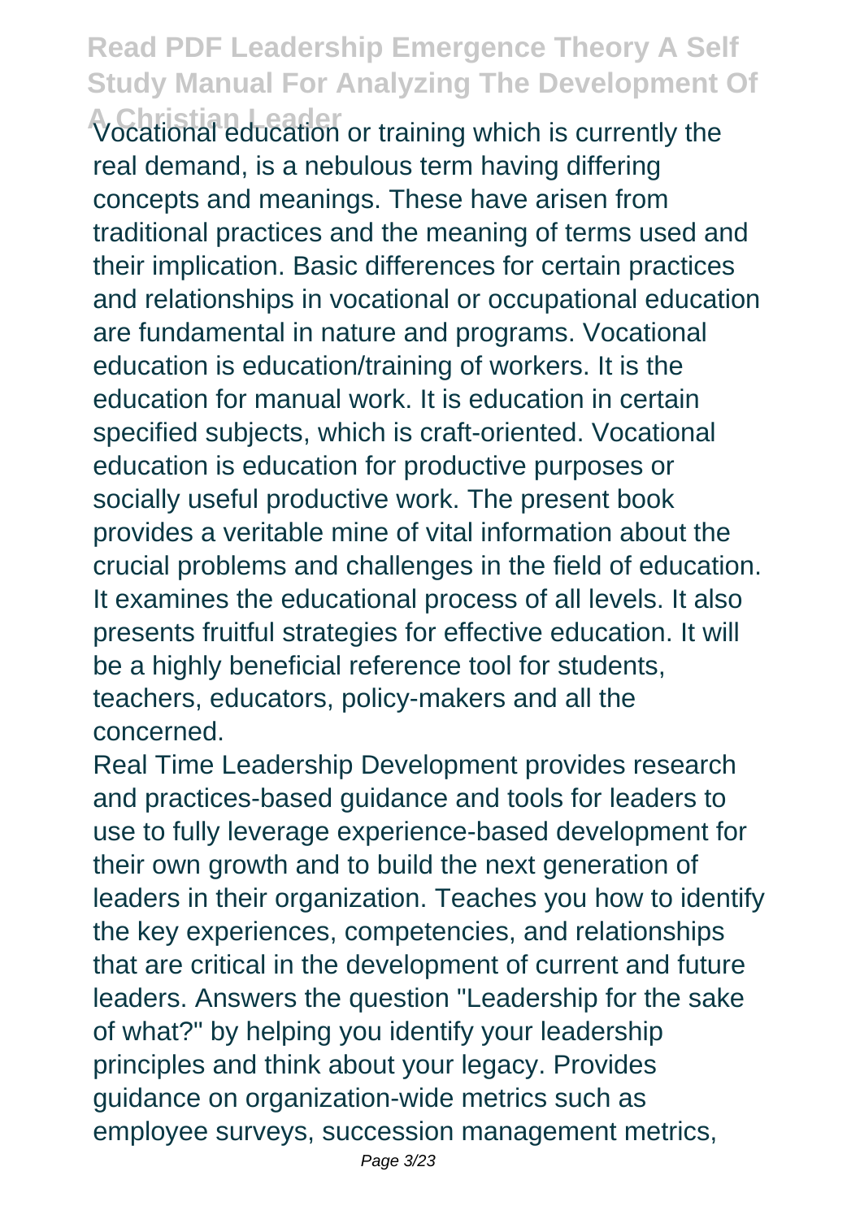Vocational education or training which is currently the real demand, is a nebulous term having differing concepts and meanings. These have arisen from traditional practices and the meaning of terms used and their implication. Basic differences for certain practices and relationships in vocational or occupational education are fundamental in nature and programs. Vocational education is education/training of workers. It is the education for manual work. It is education in certain specified subjects, which is craft-oriented. Vocational education is education for productive purposes or socially useful productive work. The present book provides a veritable mine of vital information about the crucial problems and challenges in the field of education. It examines the educational process of all levels. It also presents fruitful strategies for effective education. It will be a highly beneficial reference tool for students, teachers, educators, policy-makers and all the concerned.

Real Time Leadership Development provides research and practices-based guidance and tools for leaders to use to fully leverage experience-based development for their own growth and to build the next generation of leaders in their organization. Teaches you how to identify the key experiences, competencies, and relationships that are critical in the development of current and future leaders. Answers the question "Leadership for the sake of what?" by helping you identify your leadership principles and think about your legacy. Provides guidance on organization-wide metrics such as employee surveys, succession management metrics,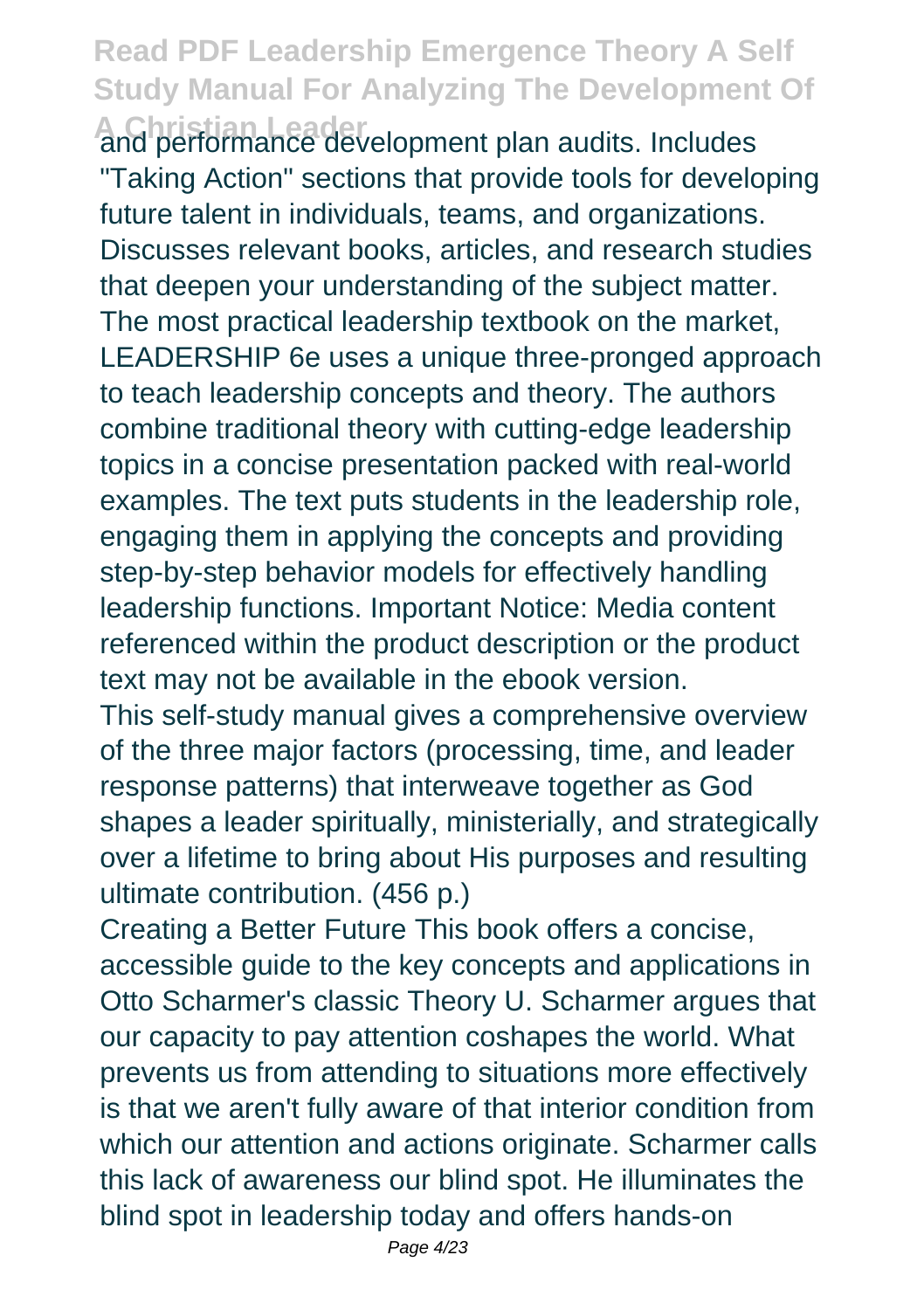and performance development plan audits. Includes "Taking Action" sections that provide tools for developing future talent in individuals, teams, and organizations. Discusses relevant books, articles, and research studies that deepen your understanding of the subject matter. The most practical leadership textbook on the market, LEADERSHIP 6e uses a unique three-pronged approach to teach leadership concepts and theory. The authors combine traditional theory with cutting-edge leadership topics in a concise presentation packed with real-world examples. The text puts students in the leadership role, engaging them in applying the concepts and providing step-by-step behavior models for effectively handling leadership functions. Important Notice: Media content referenced within the product description or the product text may not be available in the ebook version.

This self-study manual gives a comprehensive overview of the three major factors (processing, time, and leader response patterns) that interweave together as God shapes a leader spiritually, ministerially, and strategically over a lifetime to bring about His purposes and resulting ultimate contribution. (456 p.)

Creating a Better Future This book offers a concise, accessible guide to the key concepts and applications in Otto Scharmer's classic Theory U. Scharmer argues that our capacity to pay attention coshapes the world. What prevents us from attending to situations more effectively is that we aren't fully aware of that interior condition from which our attention and actions originate. Scharmer calls this lack of awareness our blind spot. He illuminates the blind spot in leadership today and offers hands-on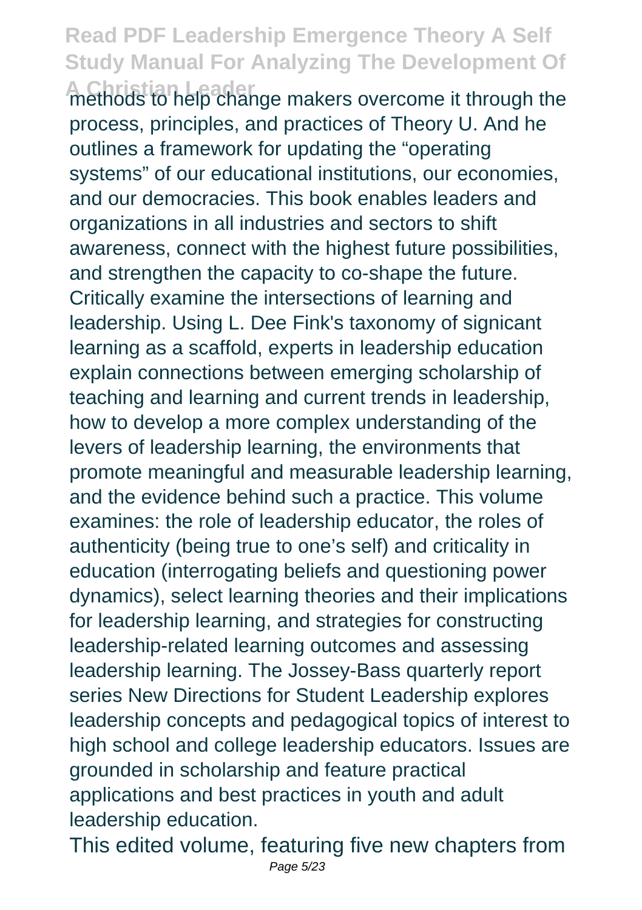methods to help change makers overcome it through the process, principles, and practices of Theory U. And he outlines a framework for updating the "operating systems" of our educational institutions, our economies, and our democracies. This book enables leaders and organizations in all industries and sectors to shift awareness, connect with the highest future possibilities, and strengthen the capacity to co-shape the future. Critically examine the intersections of learning and leadership. Using L. Dee Fink's taxonomy of signicant learning as a scaffold, experts in leadership education explain connections between emerging scholarship of teaching and learning and current trends in leadership, how to develop a more complex understanding of the levers of leadership learning, the environments that promote meaningful and measurable leadership learning, and the evidence behind such a practice. This volume examines: the role of leadership educator, the roles of authenticity (being true to one's self) and criticality in education (interrogating beliefs and questioning power dynamics), select learning theories and their implications for leadership learning, and strategies for constructing leadership-related learning outcomes and assessing leadership learning. The Jossey-Bass quarterly report series New Directions for Student Leadership explores leadership concepts and pedagogical topics of interest to high school and college leadership educators. Issues are grounded in scholarship and feature practical applications and best practices in youth and adult leadership education.

This edited volume, featuring five new chapters from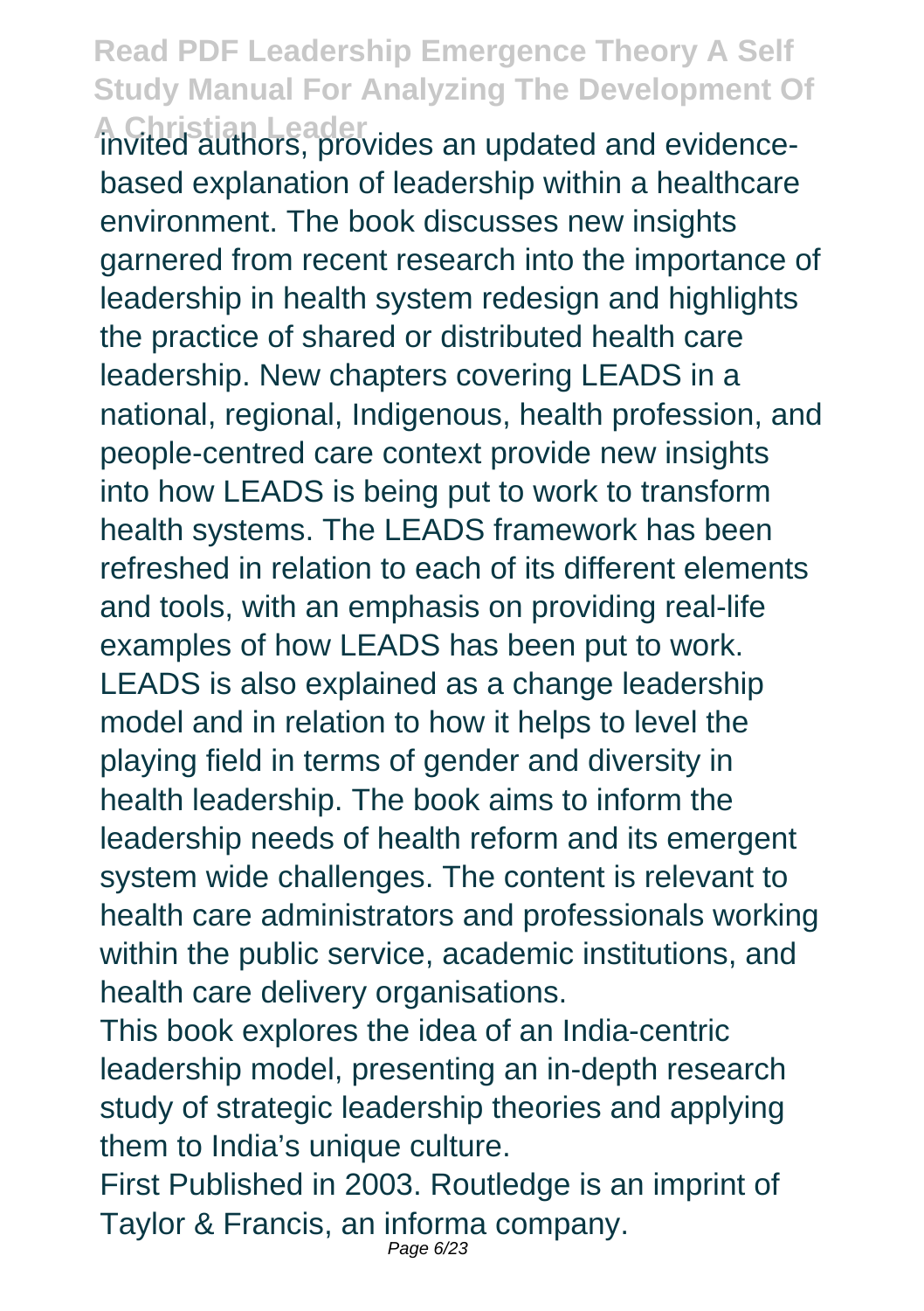invited authors, provides an updated and evidence-based explanation of leadership within a healthcare environment. The book discusses new insights garnered from recent research into the importance of leadership in health system redesign and highlights the practice of shared or distributed health care leadership. New chapters covering LEADS in a national, regional, Indigenous, health profession, and people-centred care context provide new insights into how LEADS is being put to work to transform health systems. The LEADS framework has been refreshed in relation to each of its different elements and tools, with an emphasis on providing real-life examples of how LEADS has been put to work. LEADS is also explained as a change leadership model and in relation to how it helps to level the playing field in terms of gender and diversity in health leadership. The book aims to inform the leadership needs of health reform and its emergent system wide challenges. The content is relevant to health care administrators and professionals working within the public service, academic institutions, and health care delivery organisations.

This book explores the idea of an India-centric leadership model, presenting an in-depth research study of strategic leadership theories and applying them to India's unique culture.

First Published in 2003. Routledge is an imprint of Taylor & Francis, an informa company.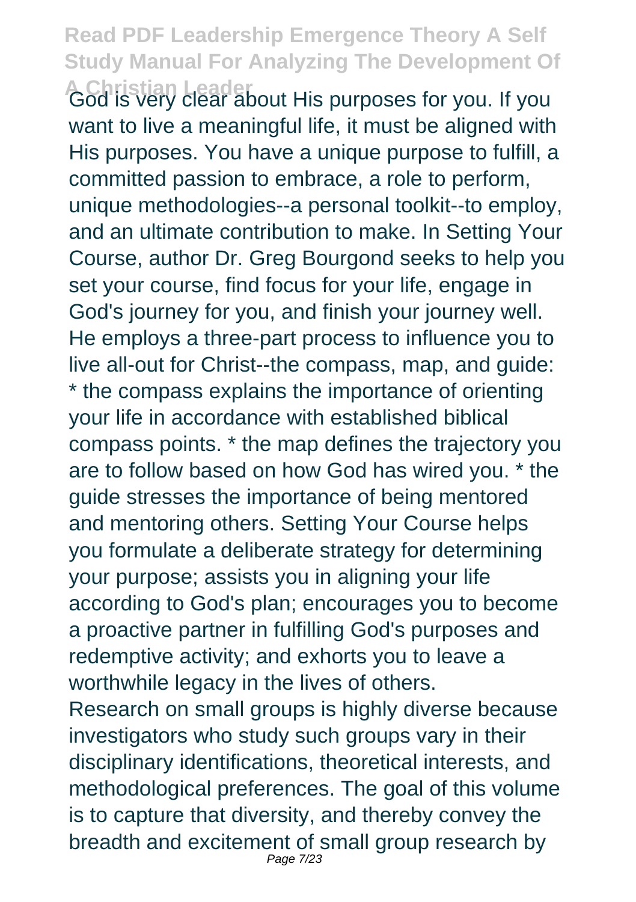God is very clear about His purposes for you. If you want to live a meaningful life, it must be aligned with His purposes. You have a unique purpose to fulfill, a committed passion to embrace, a role to perform, unique methodologies--a personal toolkit--to employ, and an ultimate contribution to make. In Setting Your Course, author Dr. Greg Bourgond seeks to help you set your course, find focus for your life, engage in God's journey for you, and finish your journey well. He employs a three-part process to influence you to live all-out for Christ--the compass, map, and guide: * the compass explains the importance of orienting your life in accordance with established biblical compass points. * the map defines the trajectory you are to follow based on how God has wired you. * the guide stresses the importance of being mentored and mentoring others. Setting Your Course helps you formulate a deliberate strategy for determining your purpose; assists you in aligning your life according to God's plan; encourages you to become a proactive partner in fulfilling God's purposes and redemptive activity; and exhorts you to leave a worthwhile legacy in the lives of others.

Research on small groups is highly diverse because investigators who study such groups vary in their disciplinary identifications, theoretical interests, and methodological preferences. The goal of this volume is to capture that diversity, and thereby convey the breadth and excitement of small group research by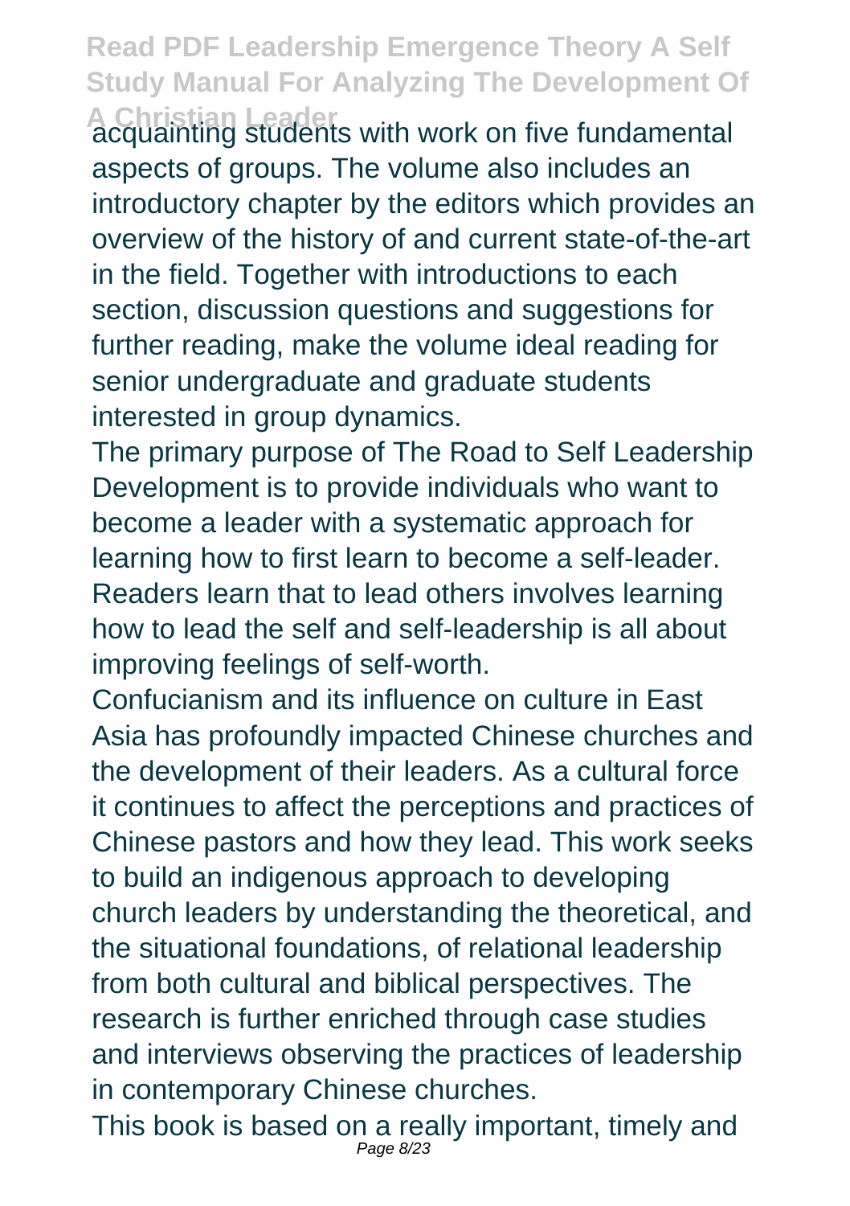acquainting students with work on five fundamental aspects of groups. The volume also includes an introductory chapter by the editors which provides an overview of the history of and current state-of-the-art in the field. Together with introductions to each section, discussion questions and suggestions for further reading, make the volume ideal reading for senior undergraduate and graduate students interested in group dynamics.

The primary purpose of The Road to Self Leadership Development is to provide individuals who want to become a leader with a systematic approach for learning how to first learn to become a self-leader. Readers learn that to lead others involves learning how to lead the self and self-leadership is all about improving feelings of self-worth.

Confucianism and its influence on culture in East Asia has profoundly impacted Chinese churches and the development of their leaders. As a cultural force it continues to affect the perceptions and practices of Chinese pastors and how they lead. This work seeks to build an indigenous approach to developing church leaders by understanding the theoretical, and the situational foundations, of relational leadership from both cultural and biblical perspectives. The research is further enriched through case studies and interviews observing the practices of leadership in contemporary Chinese churches.

This book is based on a really important, timely and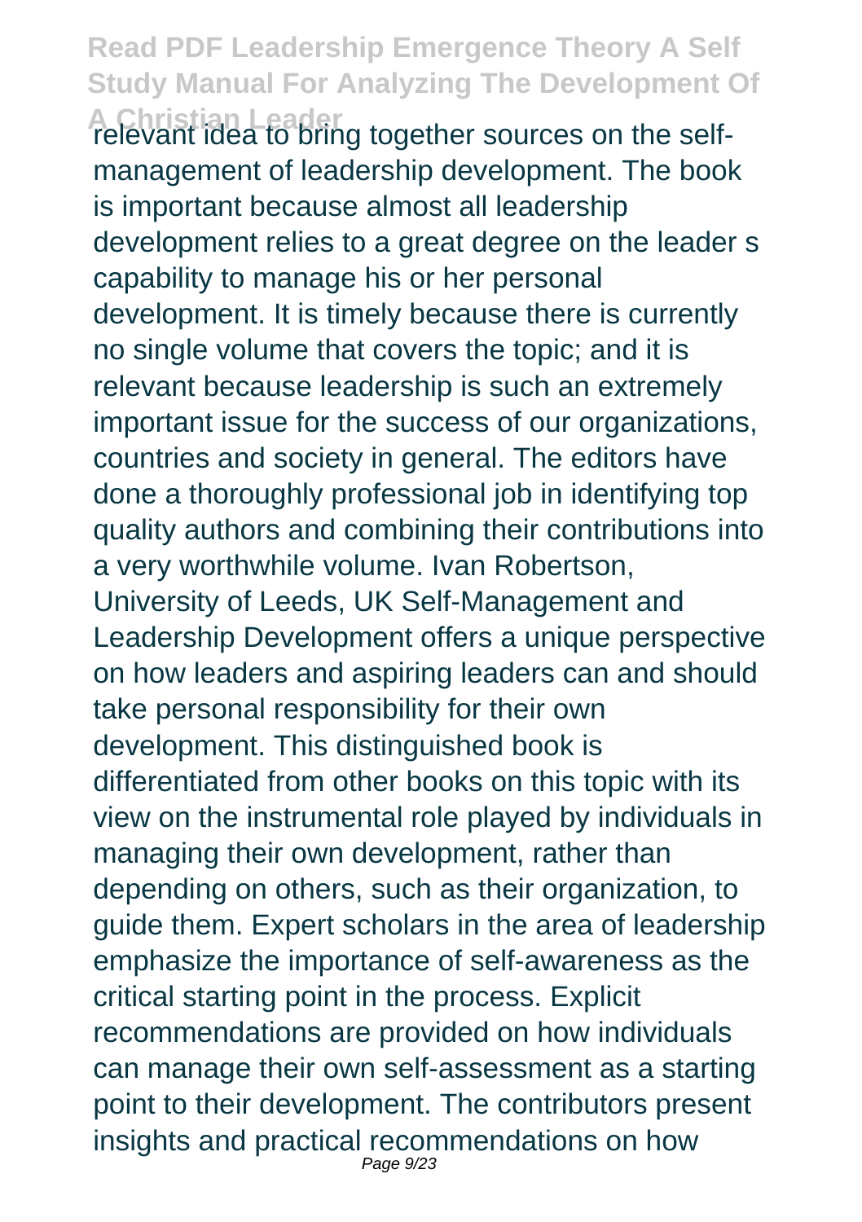relevant idea to bring together sources on the self-management of leadership development. The book is important because almost all leadership development relies to a great degree on the leader s capability to manage his or her personal development. It is timely because there is currently no single volume that covers the topic; and it is relevant because leadership is such an extremely important issue for the success of our organizations, countries and society in general. The editors have done a thoroughly professional job in identifying top quality authors and combining their contributions into a very worthwhile volume. Ivan Robertson, University of Leeds, UK Self-Management and Leadership Development offers a unique perspective on how leaders and aspiring leaders can and should take personal responsibility for their own development. This distinguished book is differentiated from other books on this topic with its view on the instrumental role played by individuals in managing their own development, rather than depending on others, such as their organization, to guide them. Expert scholars in the area of leadership emphasize the importance of self-awareness as the critical starting point in the process. Explicit recommendations are provided on how individuals can manage their own self-assessment as a starting point to their development. The contributors present insights and practical recommendations on how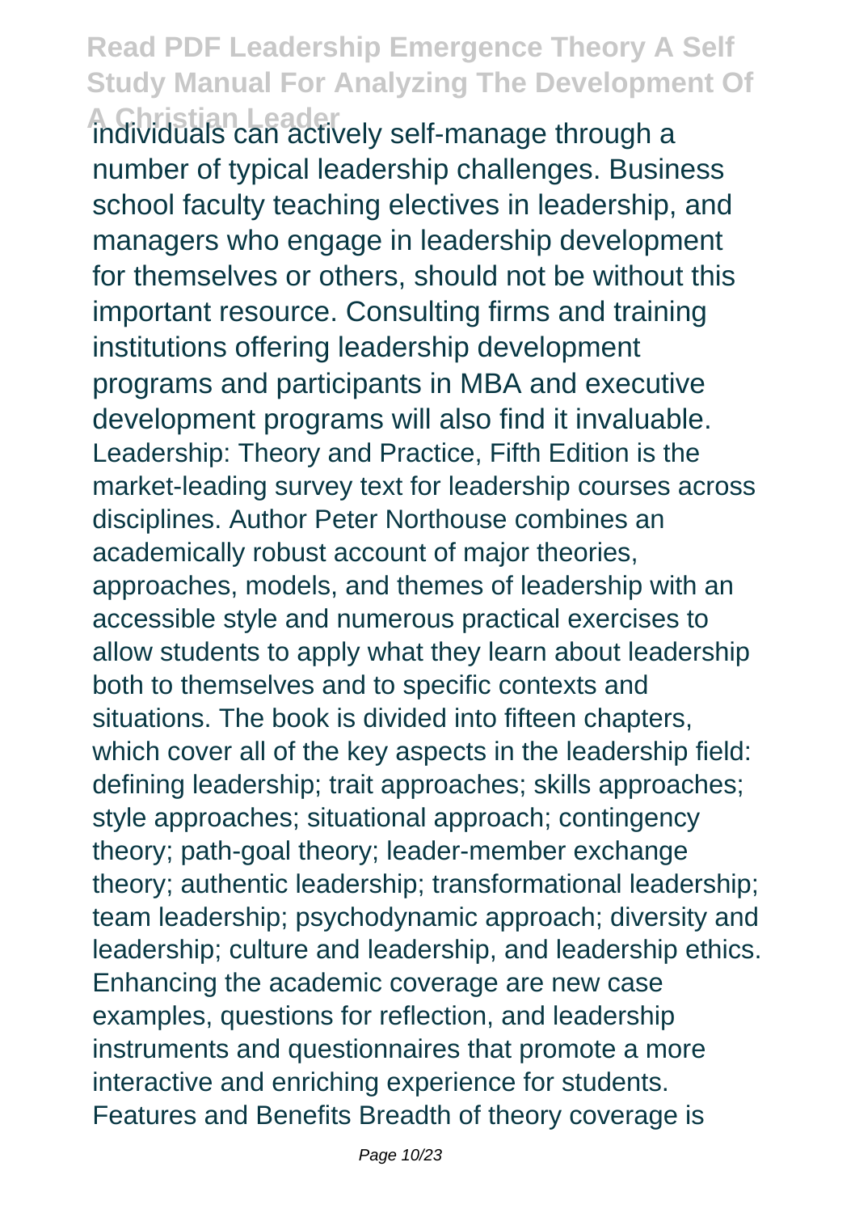individuals can actively self-manage through a number of typical leadership challenges. Business school faculty teaching electives in leadership, and managers who engage in leadership development for themselves or others, should not be without this important resource. Consulting firms and training institutions offering leadership development programs and participants in MBA and executive development programs will also find it invaluable.

Leadership: Theory and Practice, Fifth Edition is the market-leading survey text for leadership courses across disciplines. Author Peter Northouse combines an academically robust account of major theories, approaches, models, and themes of leadership with an accessible style and numerous practical exercises to allow students to apply what they learn about leadership both to themselves and to specific contexts and situations. The book is divided into fifteen chapters, which cover all of the key aspects in the leadership field: defining leadership; trait approaches; skills approaches; style approaches; situational approach; contingency theory; path-goal theory; leader-member exchange theory; authentic leadership; transformational leadership; team leadership; psychodynamic approach; diversity and leadership; culture and leadership, and leadership ethics. Enhancing the academic coverage are new case examples, questions for reflection, and leadership instruments and questionnaires that promote a more interactive and enriching experience for students. Features and Benefits Breadth of theory coverage is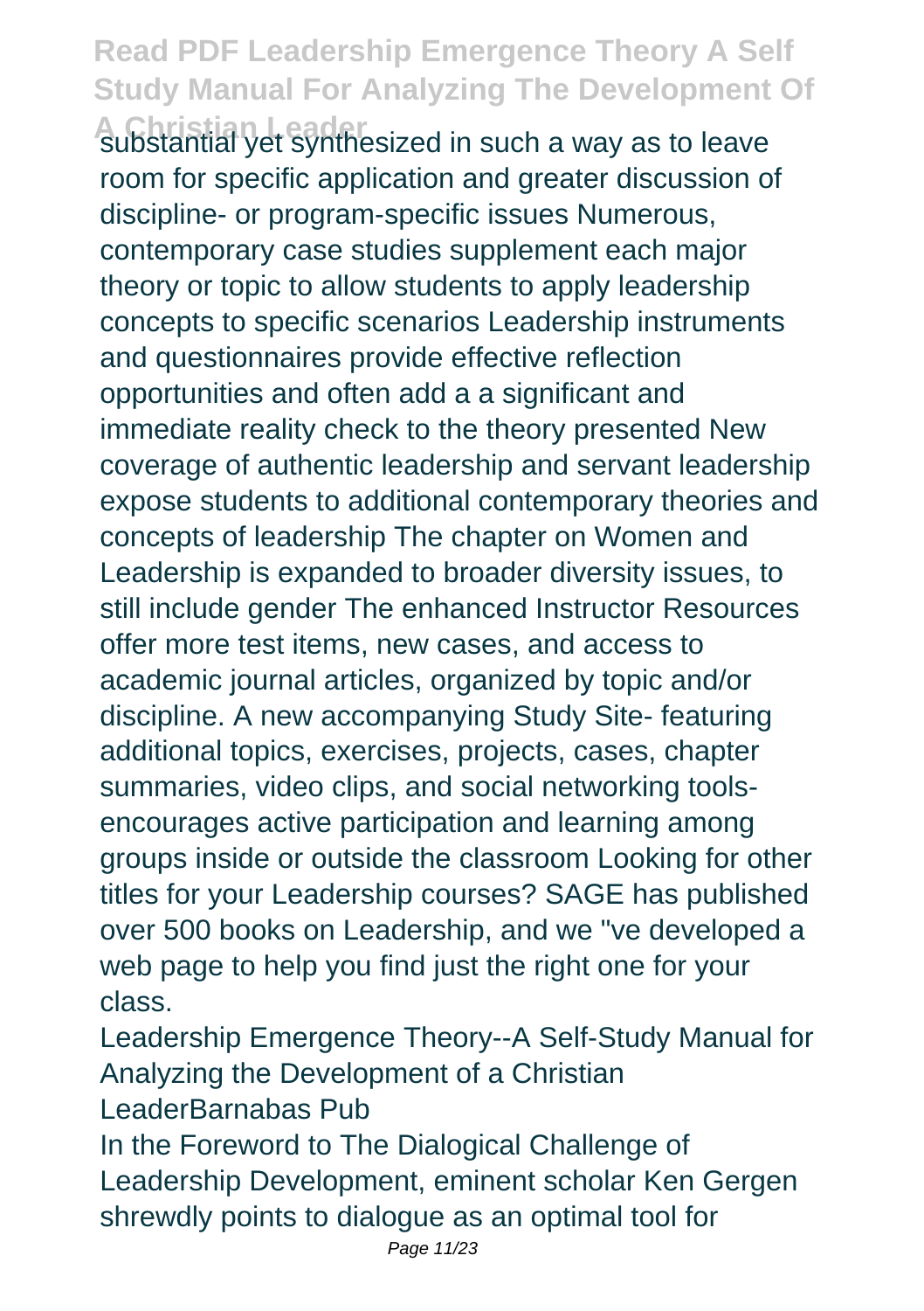substantial yet synthesized in such a way as to leave room for specific application and greater discussion of discipline- or program-specific issues Numerous, contemporary case studies supplement each major theory or topic to allow students to apply leadership concepts to specific scenarios Leadership instruments and questionnaires provide effective reflection opportunities and often add a a significant and immediate reality check to the theory presented New coverage of authentic leadership and servant leadership expose students to additional contemporary theories and concepts of leadership The chapter on Women and Leadership is expanded to broader diversity issues, to still include gender The enhanced Instructor Resources offer more test items, new cases, and access to academic journal articles, organized by topic and/or discipline. A new accompanying Study Site- featuring additional topics, exercises, projects, cases, chapter summaries, video clips, and social networking tools- encourages active participation and learning among groups inside or outside the classroom Looking for other titles for your Leadership courses? SAGE has published over 500 books on Leadership, and we "ve developed a web page to help you find just the right one for your class.

Leadership Emergence Theory--A Self-Study Manual for Analyzing the Development of a Christian LeaderBarnabas Pub

In the Foreword to The Dialogical Challenge of Leadership Development, eminent scholar Ken Gergen shrewdly points to dialogue as an optimal tool for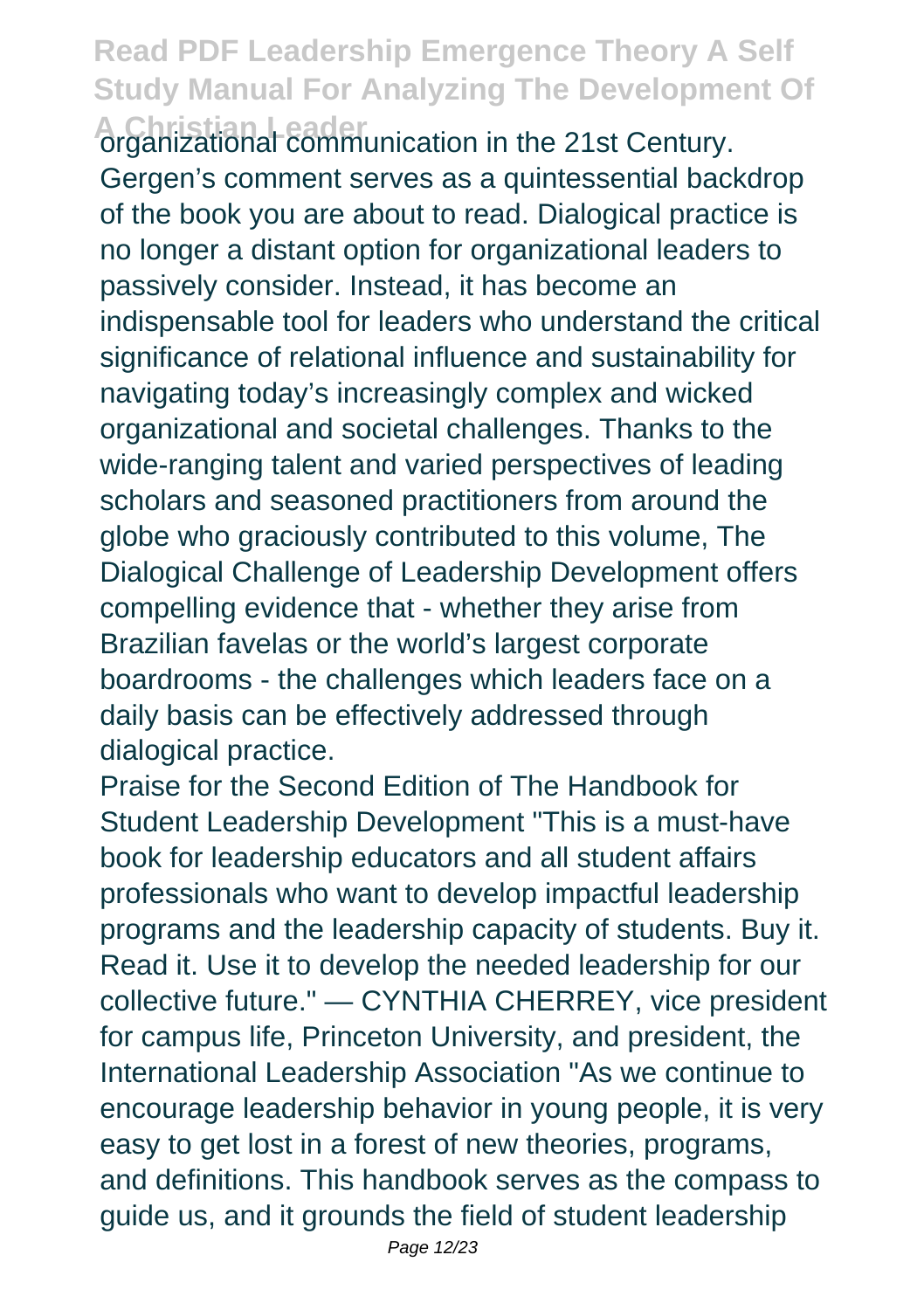organizational communication in the 21st Century. Gergen's comment serves as a quintessential backdrop of the book you are about to read. Dialogical practice is no longer a distant option for organizational leaders to passively consider. Instead, it has become an indispensable tool for leaders who understand the critical significance of relational influence and sustainability for navigating today's increasingly complex and wicked organizational and societal challenges. Thanks to the wide-ranging talent and varied perspectives of leading scholars and seasoned practitioners from around the globe who graciously contributed to this volume, The Dialogical Challenge of Leadership Development offers compelling evidence that - whether they arise from Brazilian favelas or the world's largest corporate boardrooms - the challenges which leaders face on a daily basis can be effectively addressed through dialogical practice.

Praise for the Second Edition of The Handbook for Student Leadership Development "This is a must-have book for leadership educators and all student affairs professionals who want to develop impactful leadership programs and the leadership capacity of students. Buy it. Read it. Use it to develop the needed leadership for our collective future." — CYNTHIA CHERREY, vice president for campus life, Princeton University, and president, the International Leadership Association "As we continue to encourage leadership behavior in young people, it is very easy to get lost in a forest of new theories, programs, and definitions. This handbook serves as the compass to guide us, and it grounds the field of student leadership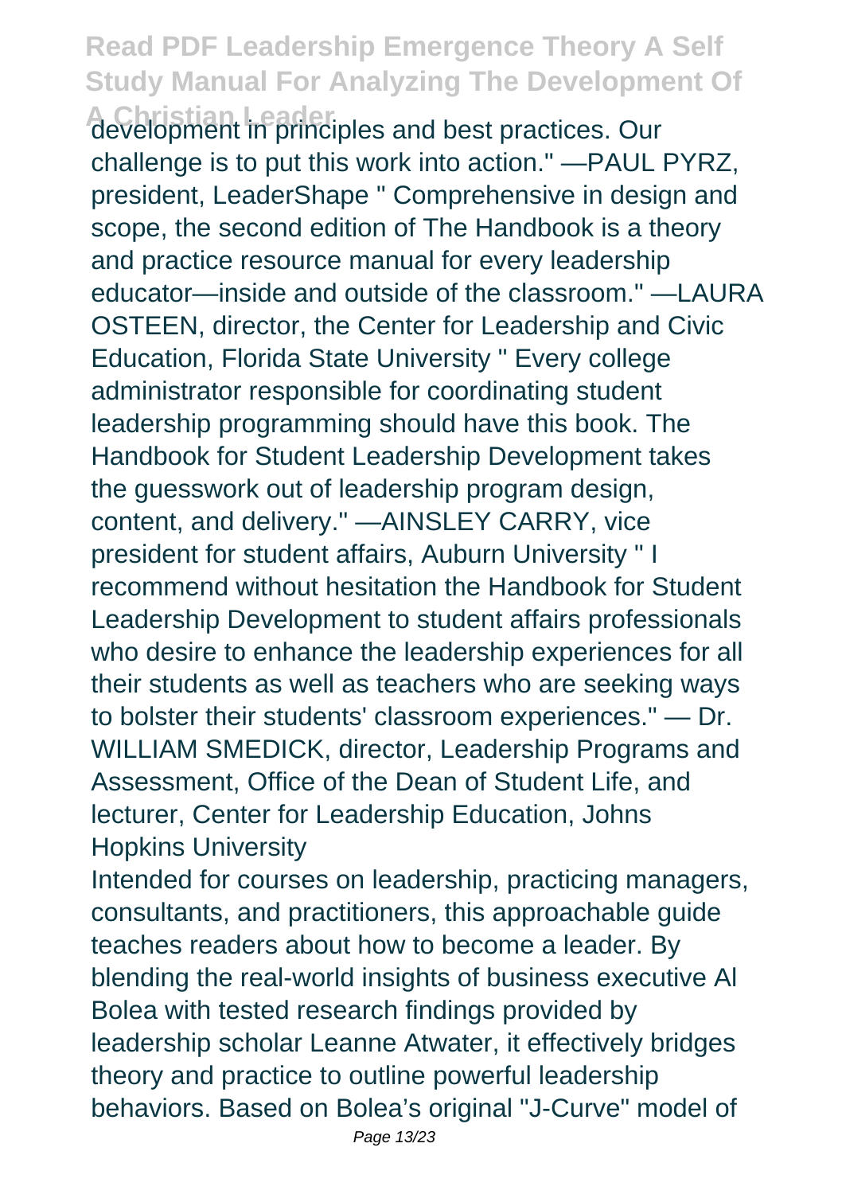development in principles and best practices. Our challenge is to put this work into action." —PAUL PYRZ, president, LeaderShape " Comprehensive in design and scope, the second edition of The Handbook is a theory and practice resource manual for every leadership educator—inside and outside of the classroom." —LAURA OSTEEN, director, the Center for Leadership and Civic Education, Florida State University " Every college administrator responsible for coordinating student leadership programming should have this book. The Handbook for Student Leadership Development takes the guesswork out of leadership program design, content, and delivery." —AINSLEY CARRY, vice president for student affairs, Auburn University " I recommend without hesitation the Handbook for Student Leadership Development to student affairs professionals who desire to enhance the leadership experiences for all their students as well as teachers who are seeking ways to bolster their students' classroom experiences." — Dr. WILLIAM SMEDICK, director, Leadership Programs and Assessment, Office of the Dean of Student Life, and lecturer, Center for Leadership Education, Johns Hopkins University

Intended for courses on leadership, practicing managers, consultants, and practitioners, this approachable guide teaches readers about how to become a leader. By blending the real-world insights of business executive Al Bolea with tested research findings provided by leadership scholar Leanne Atwater, it effectively bridges theory and practice to outline powerful leadership behaviors. Based on Bolea's original "J-Curve" model of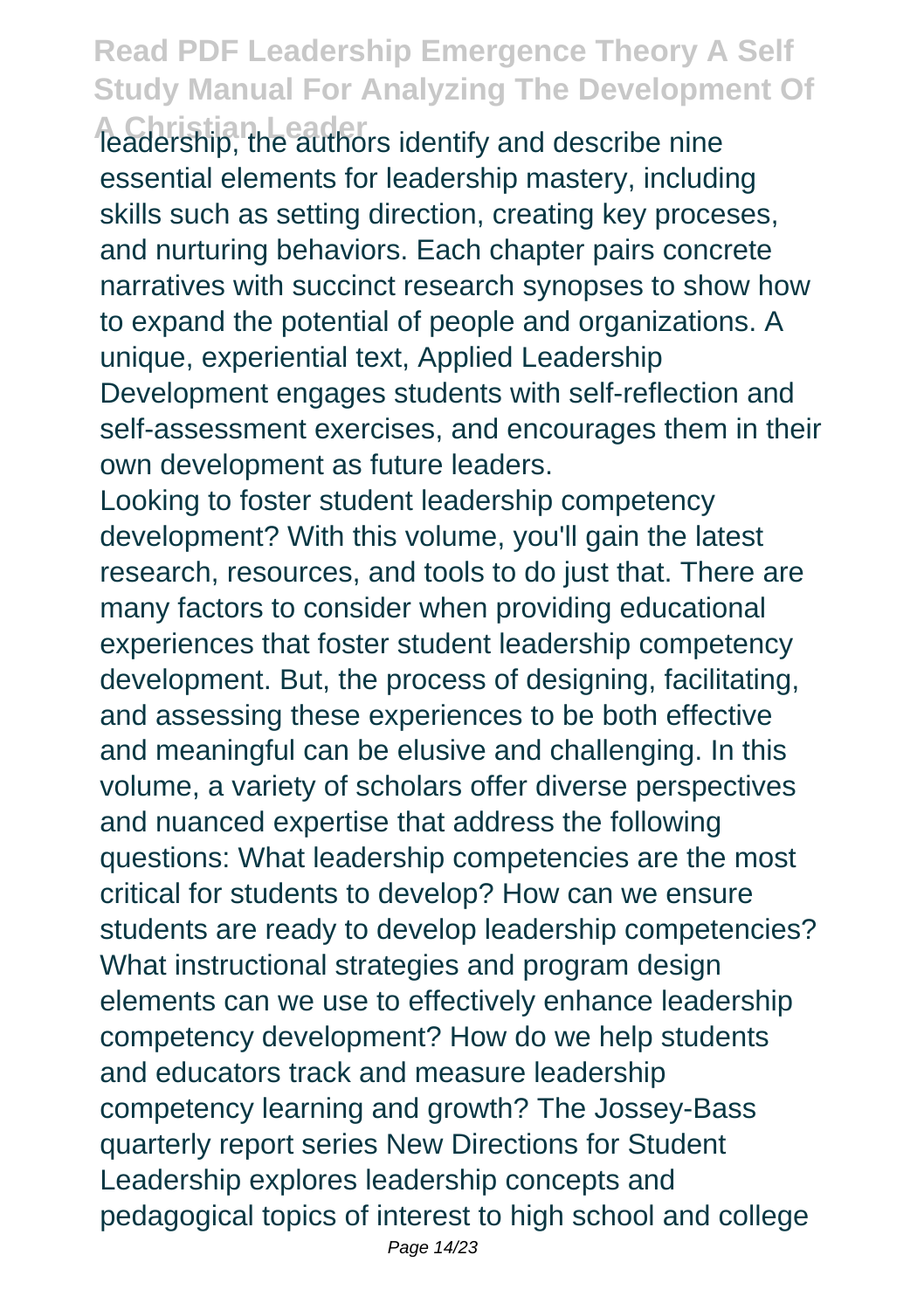leadership, the authors identify and describe nine essential elements for leadership mastery, including skills such as setting direction, creating key proceses, and nurturing behaviors. Each chapter pairs concrete narratives with succinct research synopses to show how to expand the potential of people and organizations. A unique, experiential text, Applied Leadership Development engages students with self-reflection and self-assessment exercises, and encourages them in their own development as future leaders.

Looking to foster student leadership competency development? With this volume, you'll gain the latest research, resources, and tools to do just that. There are many factors to consider when providing educational experiences that foster student leadership competency development. But, the process of designing, facilitating, and assessing these experiences to be both effective and meaningful can be elusive and challenging. In this volume, a variety of scholars offer diverse perspectives and nuanced expertise that address the following questions: What leadership competencies are the most critical for students to develop? How can we ensure students are ready to develop leadership competencies? What instructional strategies and program design elements can we use to effectively enhance leadership competency development? How do we help students and educators track and measure leadership competency learning and growth? The Jossey-Bass quarterly report series New Directions for Student Leadership explores leadership concepts and pedagogical topics of interest to high school and college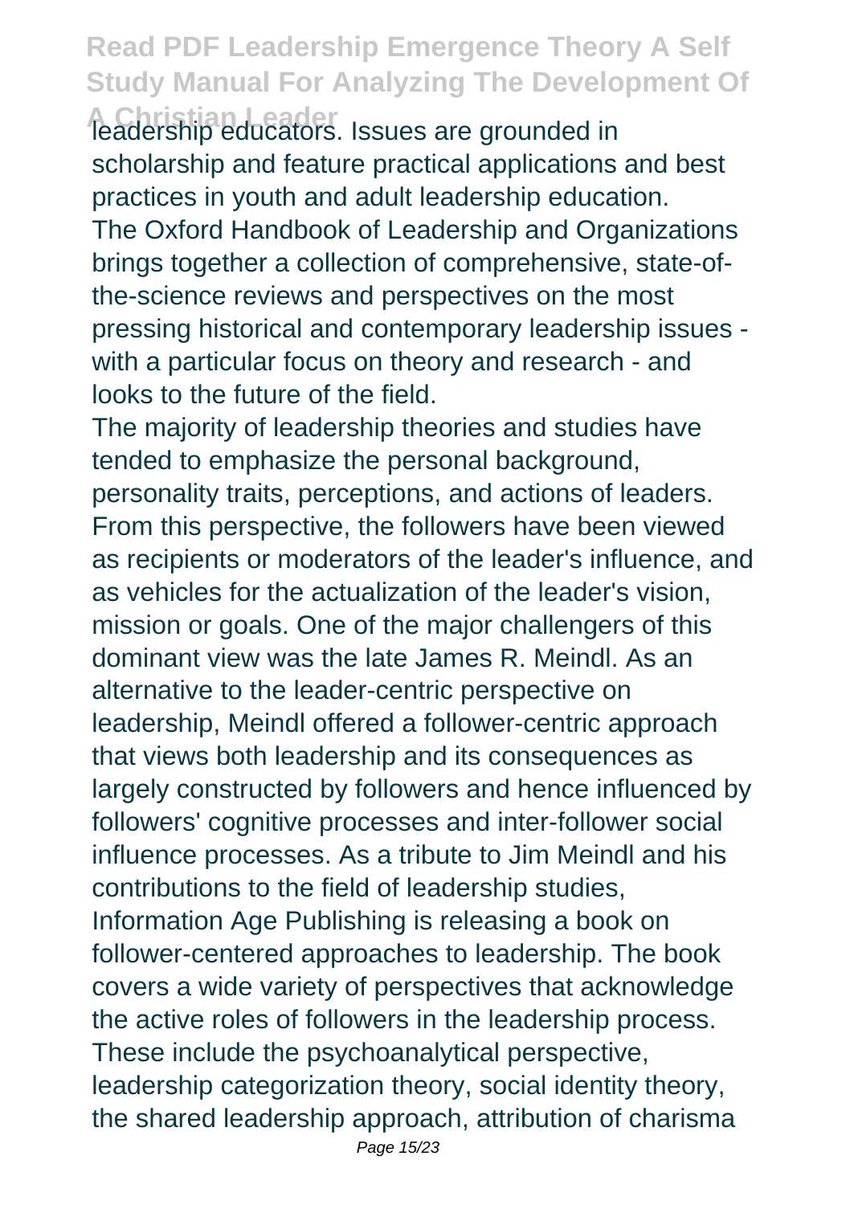leadership educators. Issues are grounded in scholarship and feature practical applications and best practices in youth and adult leadership education.

The Oxford Handbook of Leadership and Organizations brings together a collection of comprehensive, state-of-the-science reviews and perspectives on the most pressing historical and contemporary leadership issues - with a particular focus on theory and research - and looks to the future of the field.

The majority of leadership theories and studies have tended to emphasize the personal background, personality traits, perceptions, and actions of leaders. From this perspective, the followers have been viewed as recipients or moderators of the leader's influence, and as vehicles for the actualization of the leader's vision, mission or goals. One of the major challengers of this dominant view was the late James R. Meindl. As an alternative to the leader-centric perspective on leadership, Meindl offered a follower-centric approach that views both leadership and its consequences as largely constructed by followers and hence influenced by followers' cognitive processes and inter-follower social influence processes. As a tribute to Jim Meindl and his contributions to the field of leadership studies, Information Age Publishing is releasing a book on follower-centered approaches to leadership. The book covers a wide variety of perspectives that acknowledge the active roles of followers in the leadership process. These include the psychoanalytical perspective, leadership categorization theory, social identity theory, the shared leadership approach, attribution of charisma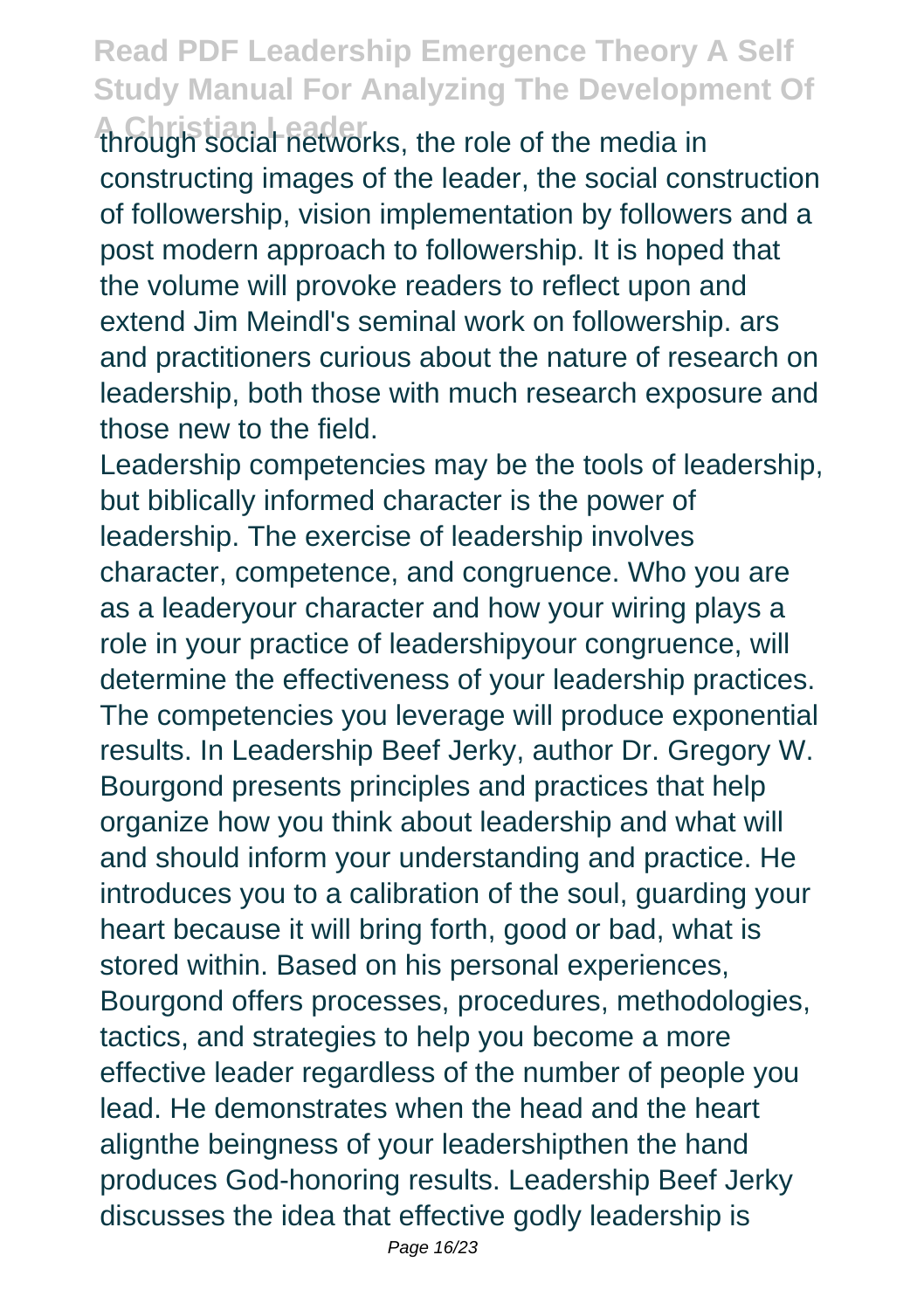through social networks, the role of the media in constructing images of the leader, the social construction of followership, vision implementation by followers and a post modern approach to followership. It is hoped that the volume will provoke readers to reflect upon and extend Jim Meindl's seminal work on followership. ars and practitioners curious about the nature of research on leadership, both those with much research exposure and those new to the field.

Leadership competencies may be the tools of leadership, but biblically informed character is the power of leadership. The exercise of leadership involves character, competence, and congruence. Who you are as a leaderyour character and how your wiring plays a role in your practice of leadershipyour congruence, will determine the effectiveness of your leadership practices. The competencies you leverage will produce exponential results. In Leadership Beef Jerky, author Dr. Gregory W. Bourgond presents principles and practices that help organize how you think about leadership and what will and should inform your understanding and practice. He introduces you to a calibration of the soul, guarding your heart because it will bring forth, good or bad, what is stored within. Based on his personal experiences, Bourgond offers processes, procedures, methodologies, tactics, and strategies to help you become a more effective leader regardless of the number of people you lead. He demonstrates when the head and the heart alignthe beingness of your leadershipthen the hand produces God-honoring results. Leadership Beef Jerky discusses the idea that effective godly leadership is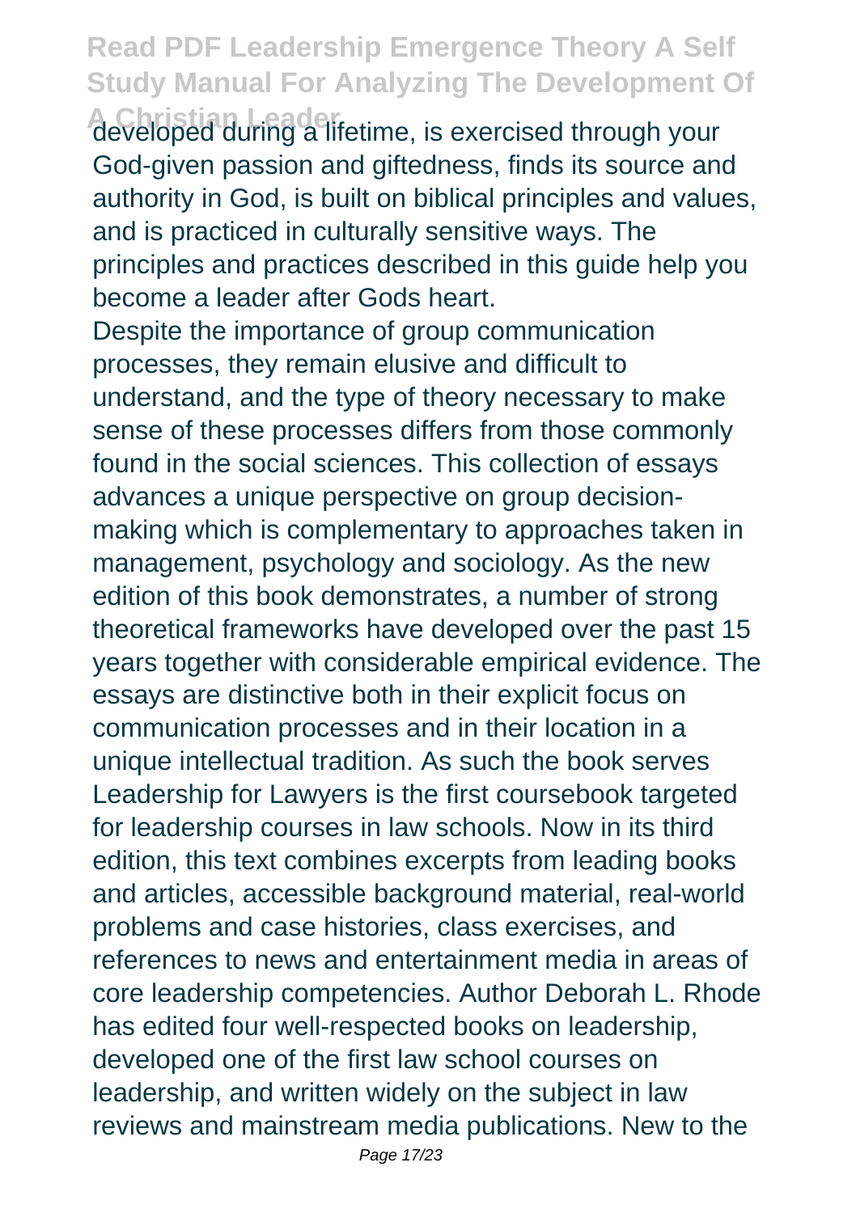developed during a lifetime, is exercised through your God-given passion and giftedness, finds its source and authority in God, is built on biblical principles and values, and is practiced in culturally sensitive ways. The principles and practices described in this guide help you become a leader after Gods heart.

Despite the importance of group communication processes, they remain elusive and difficult to understand, and the type of theory necessary to make sense of these processes differs from those commonly found in the social sciences. This collection of essays advances a unique perspective on group decision-making which is complementary to approaches taken in management, psychology and sociology. As the new edition of this book demonstrates, a number of strong theoretical frameworks have developed over the past 15 years together with considerable empirical evidence. The essays are distinctive both in their explicit focus on communication processes and in their location in a unique intellectual tradition. As such the book serves

Leadership for Lawyers is the first coursebook targeted for leadership courses in law schools. Now in its third edition, this text combines excerpts from leading books and articles, accessible background material, real-world problems and case histories, class exercises, and references to news and entertainment media in areas of core leadership competencies. Author Deborah L. Rhode has edited four well-respected books on leadership, developed one of the first law school courses on leadership, and written widely on the subject in law reviews and mainstream media publications. New to the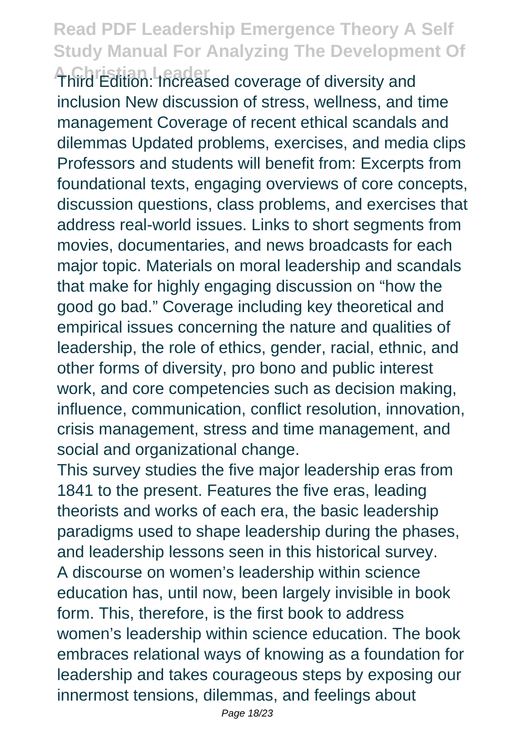Third Edition: Increased coverage of diversity and inclusion New discussion of stress, wellness, and time management Coverage of recent ethical scandals and dilemmas Updated problems, exercises, and media clips Professors and students will benefit from: Excerpts from foundational texts, engaging overviews of core concepts, discussion questions, class problems, and exercises that address real-world issues. Links to short segments from movies, documentaries, and news broadcasts for each major topic. Materials on moral leadership and scandals that make for highly engaging discussion on "how the good go bad." Coverage including key theoretical and empirical issues concerning the nature and qualities of leadership, the role of ethics, gender, racial, ethnic, and other forms of diversity, pro bono and public interest work, and core competencies such as decision making, influence, communication, conflict resolution, innovation, crisis management, stress and time management, and social and organizational change.

This survey studies the five major leadership eras from 1841 to the present. Features the five eras, leading theorists and works of each era, the basic leadership paradigms used to shape leadership during the phases, and leadership lessons seen in this historical survey.

A discourse on women's leadership within science education has, until now, been largely invisible in book form. This, therefore, is the first book to address women's leadership within science education. The book embraces relational ways of knowing as a foundation for leadership and takes courageous steps by exposing our innermost tensions, dilemmas, and feelings about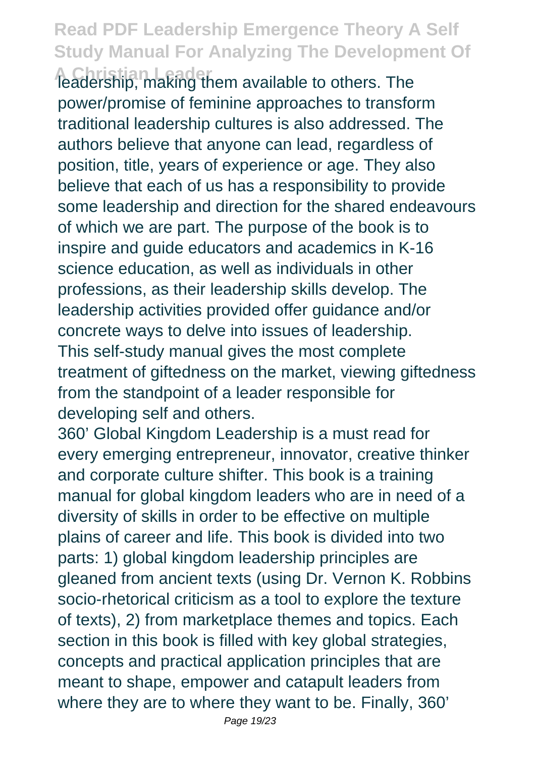leadership, making them available to others. The power/promise of feminine approaches to transform traditional leadership cultures is also addressed. The authors believe that anyone can lead, regardless of position, title, years of experience or age. They also believe that each of us has a responsibility to provide some leadership and direction for the shared endeavours of which we are part. The purpose of the book is to inspire and guide educators and academics in K-16 science education, as well as individuals in other professions, as their leadership skills develop. The leadership activities provided offer guidance and/or concrete ways to delve into issues of leadership.
This self-study manual gives the most complete treatment of giftedness on the market, viewing giftedness from the standpoint of a leader responsible for developing self and others.

360' Global Kingdom Leadership is a must read for every emerging entrepreneur, innovator, creative thinker and corporate culture shifter. This book is a training manual for global kingdom leaders who are in need of a diversity of skills in order to be effective on multiple plains of career and life. This book is divided into two parts: 1) global kingdom leadership principles are gleaned from ancient texts (using Dr. Vernon K. Robbins socio-rhetorical criticism as a tool to explore the texture of texts), 2) from marketplace themes and topics. Each section in this book is filled with key global strategies, concepts and practical application principles that are meant to shape, empower and catapult leaders from where they are to where they want to be. Finally, 360'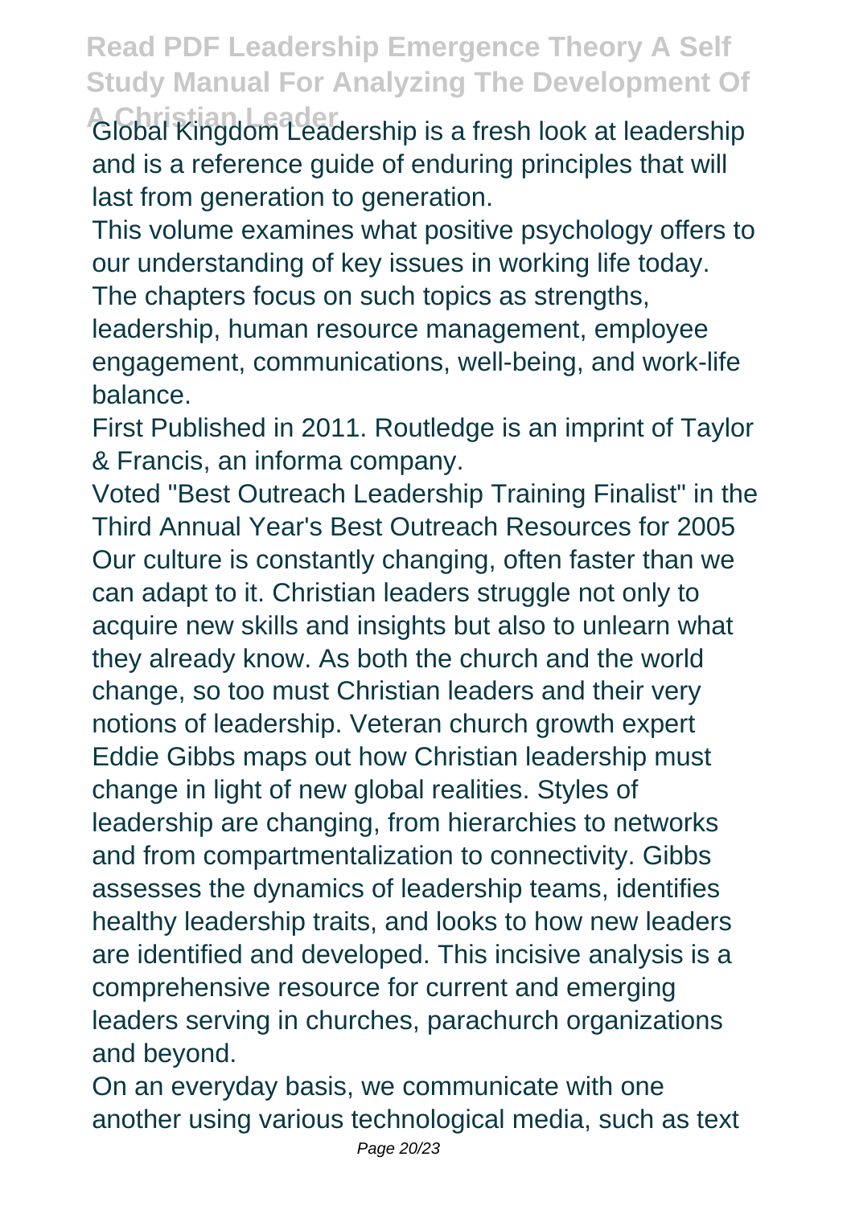Global Kingdom Leadership is a fresh look at leadership and is a reference guide of enduring principles that will last from generation to generation.

This volume examines what positive psychology offers to our understanding of key issues in working life today. The chapters focus on such topics as strengths, leadership, human resource management, employee engagement, communications, well-being, and work-life balance.

First Published in 2011. Routledge is an imprint of Taylor & Francis, an informa company.

Voted "Best Outreach Leadership Training Finalist" in the Third Annual Year's Best Outreach Resources for 2005 Our culture is constantly changing, often faster than we can adapt to it. Christian leaders struggle not only to acquire new skills and insights but also to unlearn what they already know. As both the church and the world change, so too must Christian leaders and their very notions of leadership. Veteran church growth expert Eddie Gibbs maps out how Christian leadership must change in light of new global realities. Styles of leadership are changing, from hierarchies to networks and from compartmentalization to connectivity. Gibbs assesses the dynamics of leadership teams, identifies healthy leadership traits, and looks to how new leaders are identified and developed. This incisive analysis is a comprehensive resource for current and emerging leaders serving in churches, parachurch organizations and beyond.

On an everyday basis, we communicate with one another using various technological media, such as text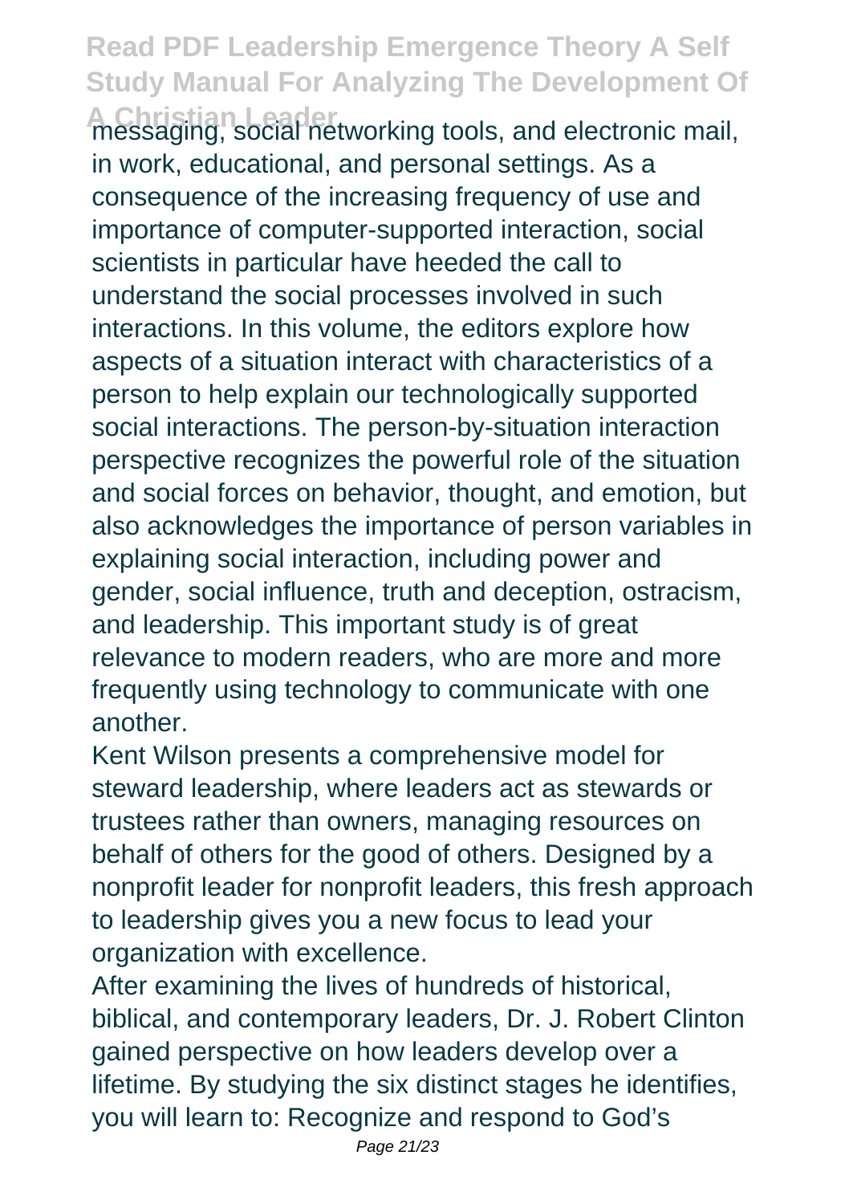messaging, social networking tools, and electronic mail, in work, educational, and personal settings. As a consequence of the increasing frequency of use and importance of computer-supported interaction, social scientists in particular have heeded the call to understand the social processes involved in such interactions. In this volume, the editors explore how aspects of a situation interact with characteristics of a person to help explain our technologically supported social interactions. The person-by-situation interaction perspective recognizes the powerful role of the situation and social forces on behavior, thought, and emotion, but also acknowledges the importance of person variables in explaining social interaction, including power and gender, social influence, truth and deception, ostracism, and leadership. This important study is of great relevance to modern readers, who are more and more frequently using technology to communicate with one another.

Kent Wilson presents a comprehensive model for steward leadership, where leaders act as stewards or trustees rather than owners, managing resources on behalf of others for the good of others. Designed by a nonprofit leader for nonprofit leaders, this fresh approach to leadership gives you a new focus to lead your organization with excellence.

After examining the lives of hundreds of historical, biblical, and contemporary leaders, Dr. J. Robert Clinton gained perspective on how leaders develop over a lifetime. By studying the six distinct stages he identifies, you will learn to: Recognize and respond to God's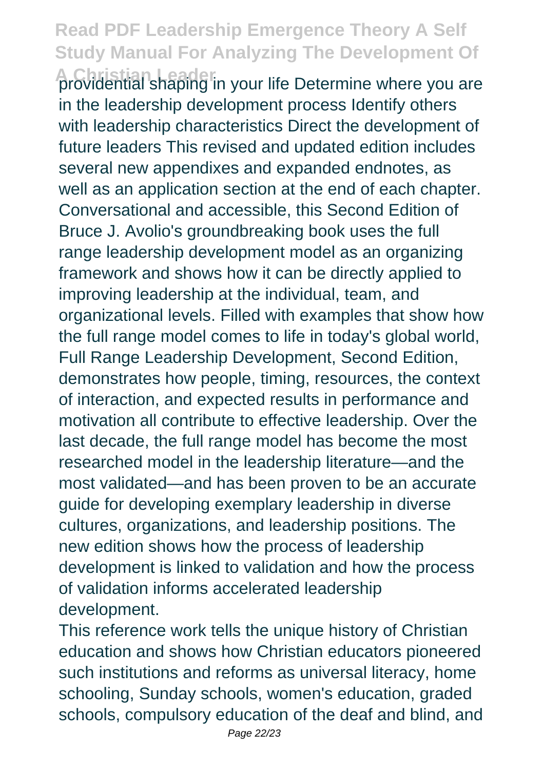providential shaping in your life Determine where you are in the leadership development process Identify others with leadership characteristics Direct the development of future leaders This revised and updated edition includes several new appendixes and expanded endnotes, as well as an application section at the end of each chapter. Conversational and accessible, this Second Edition of Bruce J. Avolio's groundbreaking book uses the full range leadership development model as an organizing framework and shows how it can be directly applied to improving leadership at the individual, team, and organizational levels. Filled with examples that show how the full range model comes to life in today's global world, Full Range Leadership Development, Second Edition, demonstrates how people, timing, resources, the context of interaction, and expected results in performance and motivation all contribute to effective leadership. Over the last decade, the full range model has become the most researched model in the leadership literature—and the most validated—and has been proven to be an accurate guide for developing exemplary leadership in diverse cultures, organizations, and leadership positions. The new edition shows how the process of leadership development is linked to validation and how the process of validation informs accelerated leadership development.

This reference work tells the unique history of Christian education and shows how Christian educators pioneered such institutions and reforms as universal literacy, home schooling, Sunday schools, women's education, graded schools, compulsory education of the deaf and blind, and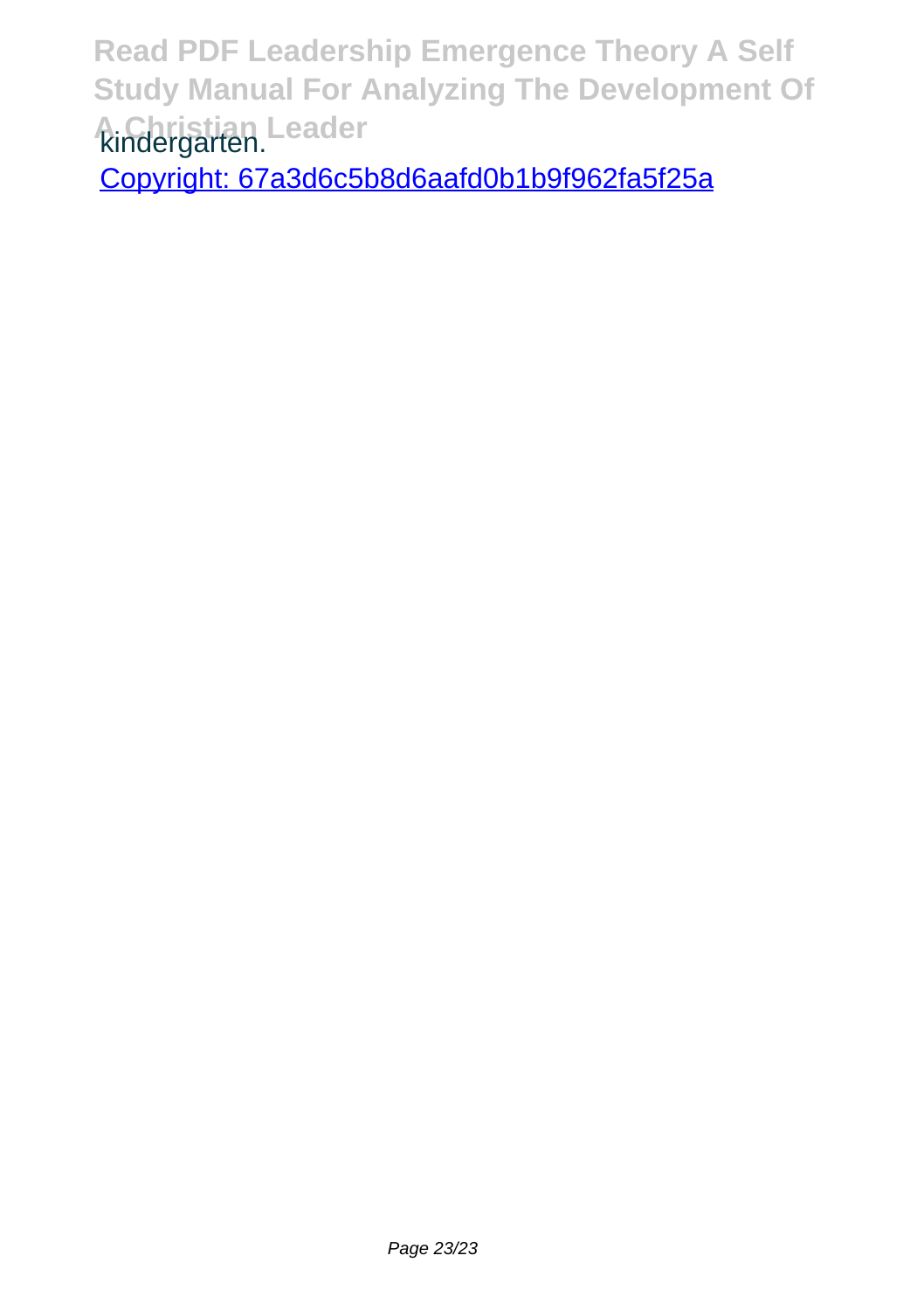kindergarten.

[Copyright: 67a3d6c5b8d6aafd0b1b9f962fa5f25a]